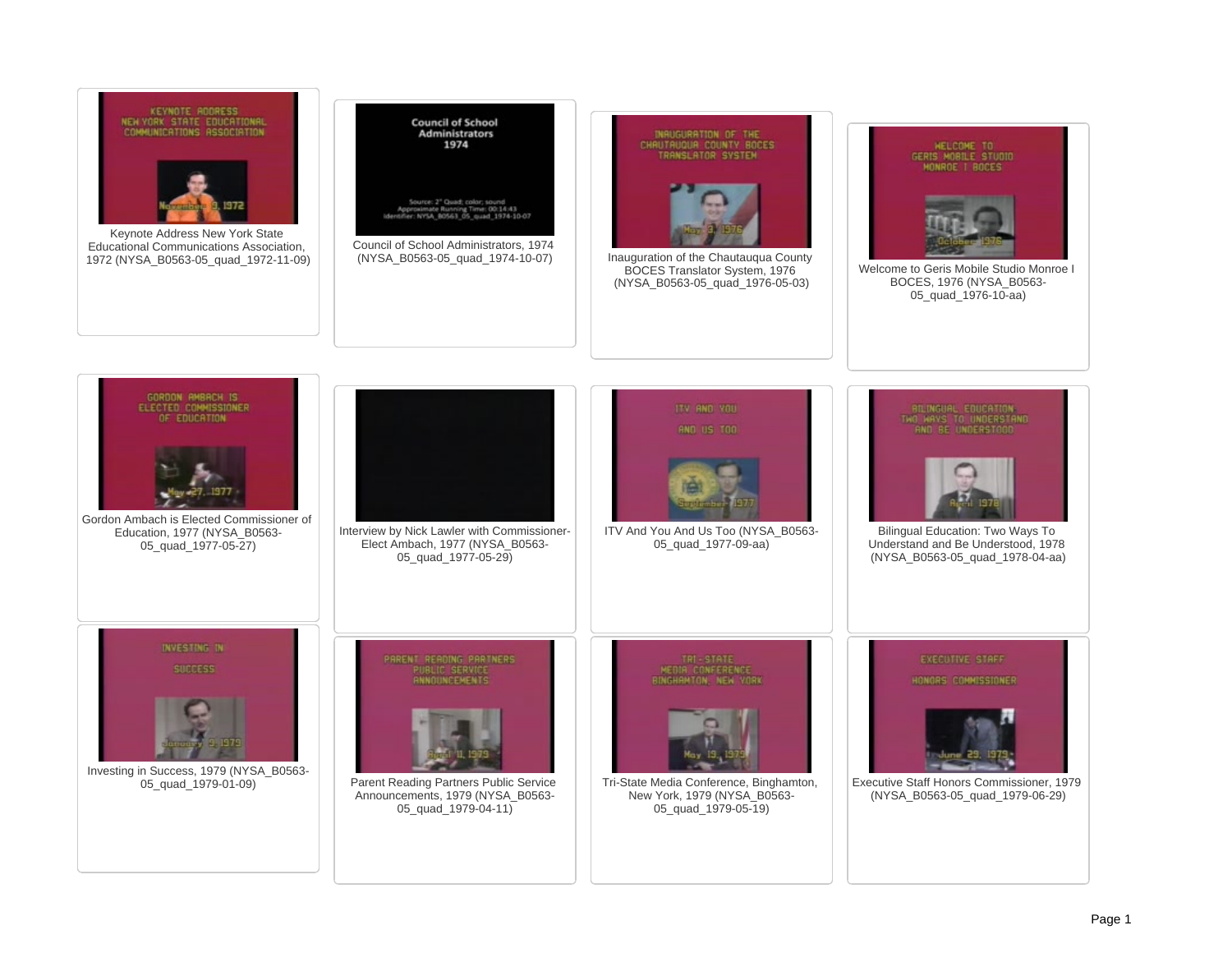Keynote Address New York State Educational Communications Association, 1972 (NYSA_B0563-05_quad_1972-11-09)

Council of School Administrators, 1974 (NYSA_B0563-05_quad_1974-10-07)

Inauguration of the Chautauqua County BOCES Translator System, 1976 (NYSA_B0563-05_quad_1976-05-03)

Welcome to Geris Mobile Studio Monroe I BOCES, 1976 (NYSA_B0563-05_quad_1976-10-aa)

Gordon Ambach is Elected Commissioner of Education, 1977 (NYSA_B0563-05_quad_1977-05-27)

Interview by Nick Lawler with Commissioner-Elect Ambach, 1977 (NYSA_B0563-05_quad_1977-05-29)

ITV And You And Us Too (NYSA_B0563-05_quad_1977-09-aa)

Bilingual Education: Two Ways To Understand and Be Understood, 1978 (NYSA_B0563-05_quad_1978-04-aa)

Investing in Success, 1979 (NYSA_B0563-05_quad_1979-01-09)

Parent Reading Partners Public Service Announcements, 1979 (NYSA_B0563-05_quad_1979-04-11)

Tri-State Media Conference, Binghamton, New York, 1979 (NYSA_B0563-05_quad_1979-05-19)

Executive Staff Honors Commissioner, 1979 (NYSA_B0563-05_quad_1979-06-29)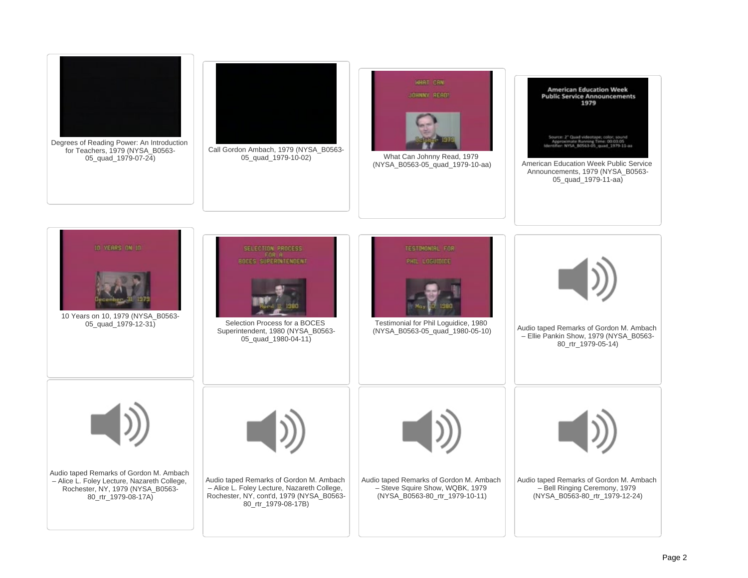Degrees of Reading Power: An Introduction for Teachers, 1979 (NYSA_B0563-05_quad_1979-07-24)

Call Gordon Ambach, 1979 (NYSA_B0563-05_quad_1979-10-02)

What Can Johnny Read, 1979 (NYSA_B0563-05_quad_1979-10-aa)

American Education Week Public Service Announcements, 1979 (NYSA_B0563-05_quad_1979-11-aa)

10 Years on 10, 1979 (NYSA_B0563-05_quad_1979-12-31)

Selection Process for a BOCES Superintendent, 1980 (NYSA_B0563-05_quad_1980-04-11)

Testimonial for Phil Loguidice, 1980 (NYSA_B0563-05_quad_1980-05-10)

Audio taped Remarks of Gordon M. Ambach – Ellie Pankin Show, 1979 (NYSA_B0563-80_rtr_1979-05-14)

Audio taped Remarks of Gordon M. Ambach – Alice L. Foley Lecture, Nazareth College, Rochester, NY, 1979 (NYSA_B0563-80_rtr_1979-08-17A)

Audio taped Remarks of Gordon M. Ambach – Alice L. Foley Lecture, Nazareth College, Rochester, NY, cont'd, 1979 (NYSA_B0563-80_rtr_1979-08-17B)

Audio taped Remarks of Gordon M. Ambach – Steve Squire Show, WQBK, 1979 (NYSA_B0563-80_rtr_1979-10-11)

Audio taped Remarks of Gordon M. Ambach – Bell Ringing Ceremony, 1979 (NYSA_B0563-80_rtr_1979-12-24)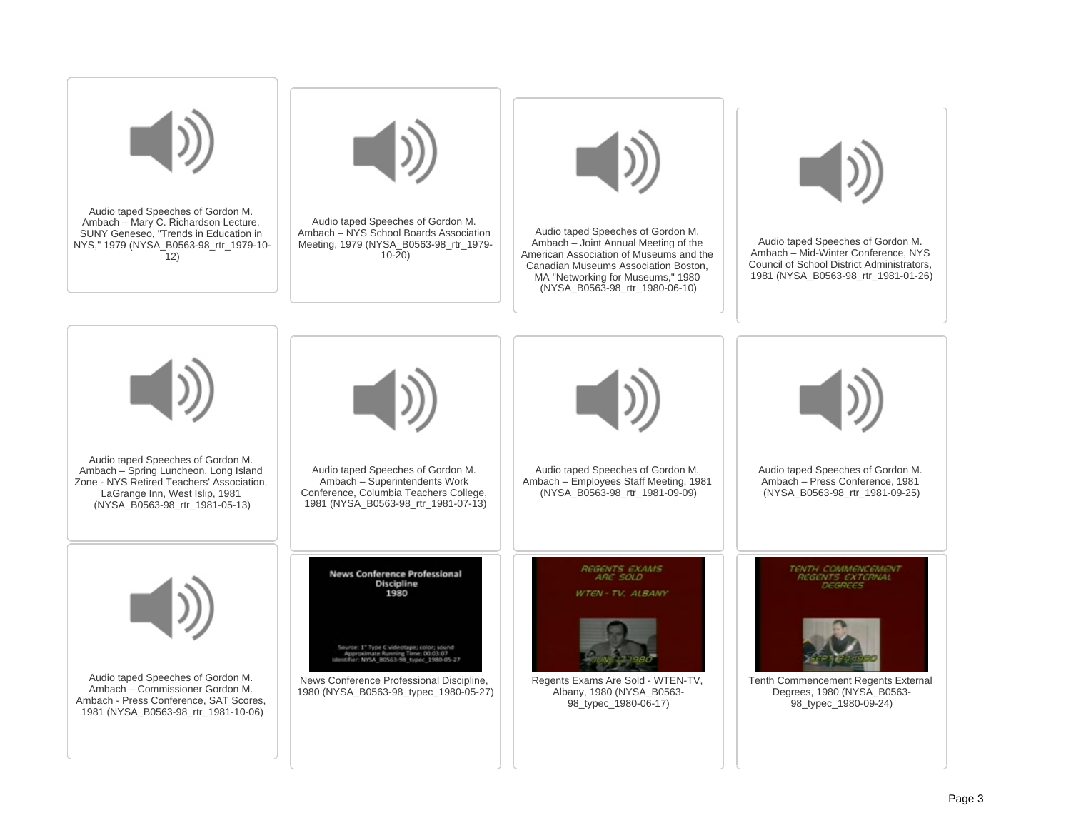Audio taped Speeches of Gordon M. Ambach – Mary C. Richardson Lecture, SUNY Geneseo, "Trends in Education in NYS," 1979 (NYSA_B0563-98_rtr_1979-10-12)

Audio taped Speeches of Gordon M. Ambach – NYS School Boards Association Meeting, 1979 (NYSA_B0563-98_rtr_1979-10-20)

Audio taped Speeches of Gordon M. Ambach – Joint Annual Meeting of the American Association of Museums and the Canadian Museums Association Boston, MA "Networking for Museums," 1980 (NYSA_B0563-98_rtr_1980-06-10)

Audio taped Speeches of Gordon M. Ambach – Mid-Winter Conference, NYS Council of School District Administrators, 1981 (NYSA_B0563-98_rtr_1981-01-26)

Audio taped Speeches of Gordon M. Ambach – Spring Luncheon, Long Island Zone - NYS Retired Teachers' Association, LaGrange Inn, West Islip, 1981 (NYSA_B0563-98_rtr_1981-05-13)

Audio taped Speeches of Gordon M. Ambach – Superintendents Work Conference, Columbia Teachers College, 1981 (NYSA_B0563-98_rtr_1981-07-13)

Audio taped Speeches of Gordon M. Ambach – Employees Staff Meeting, 1981 (NYSA_B0563-98_rtr_1981-09-09)

Audio taped Speeches of Gordon M. Ambach – Press Conference, 1981 (NYSA_B0563-98_rtr_1981-09-25)

Audio taped Speeches of Gordon M. Ambach – Commissioner Gordon M. Ambach - Press Conference, SAT Scores, 1981 (NYSA_B0563-98_rtr_1981-10-06)

News Conference Professional Discipline, 1980 (NYSA_B0563-98_typec_1980-05-27)

Regents Exams Are Sold - WTEN-TV, Albany, 1980 (NYSA_B0563-98_typec_1980-06-17)

Tenth Commencement Regents External Degrees, 1980 (NYSA_B0563-98_typec_1980-09-24)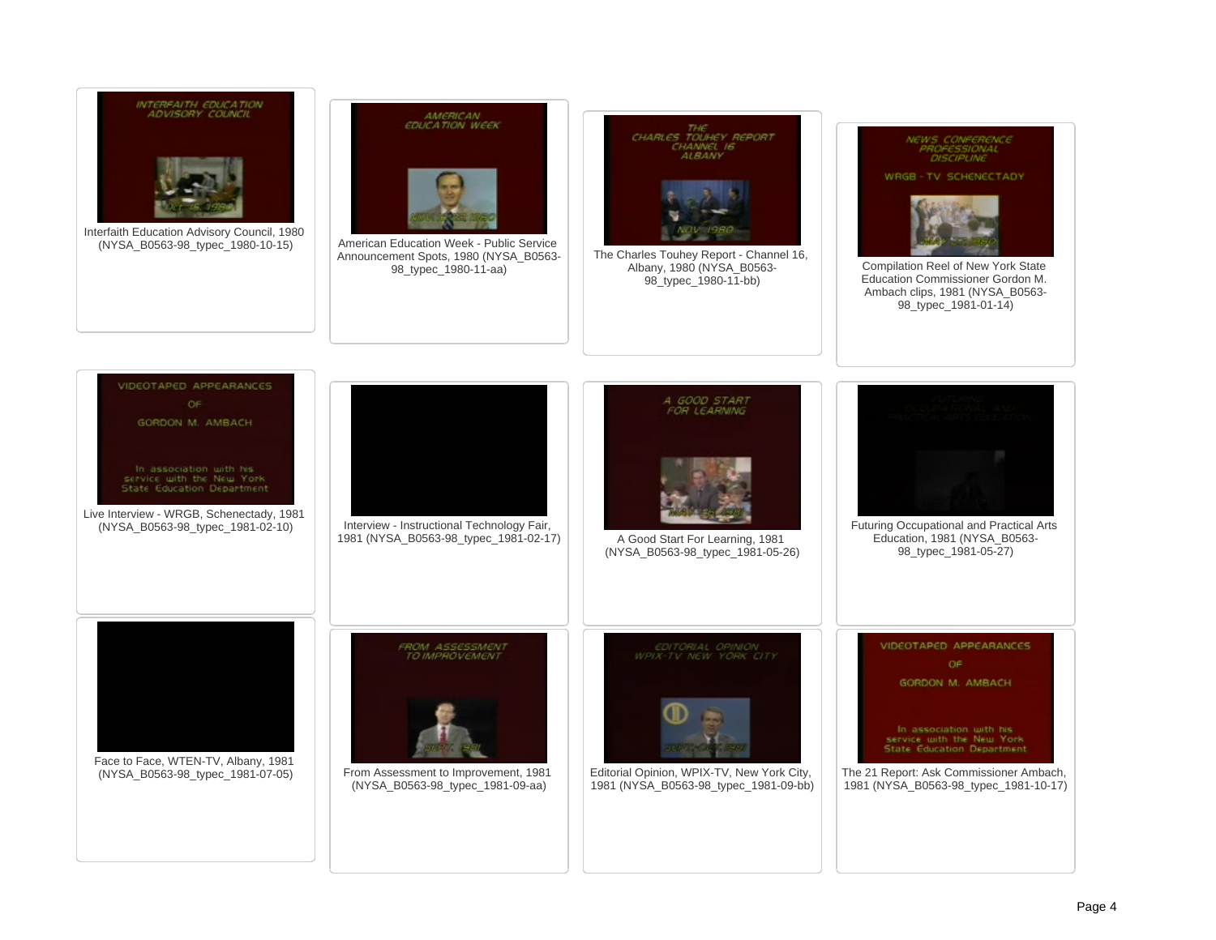Interfaith Education Advisory Council, 1980 (NYSA_B0563-98_typec_1980-10-15)

American Education Week - Public Service Announcement Spots, 1980 (NYSA_B0563-98_typec_1980-11-aa)

The Charles Touhey Report - Channel 16, Albany, 1980 (NYSA_B0563-98_typec_1980-11-bb)

Compilation Reel of New York State Education Commissioner Gordon M. Ambach clips, 1981 (NYSA_B0563-98_typec_1981-01-14)

Live Interview - WRGB, Schenectady, 1981 (NYSA_B0563-98_typec_1981-02-10)

Interview - Instructional Technology Fair, 1981 (NYSA_B0563-98_typec_1981-02-17)

A Good Start For Learning, 1981 (NYSA_B0563-98_typec_1981-05-26)

Futuring Occupational and Practical Arts Education, 1981 (NYSA_B0563-98_typec_1981-05-27)

Face to Face, WTEN-TV, Albany, 1981 (NYSA_B0563-98_typec_1981-07-05)

From Assessment to Improvement, 1981 (NYSA_B0563-98_typec_1981-09-aa)

Editorial Opinion, WPIX-TV, New York City, 1981 (NYSA_B0563-98_typec_1981-09-bb)

The 21 Report: Ask Commissioner Ambach, 1981 (NYSA_B0563-98_typec_1981-10-17)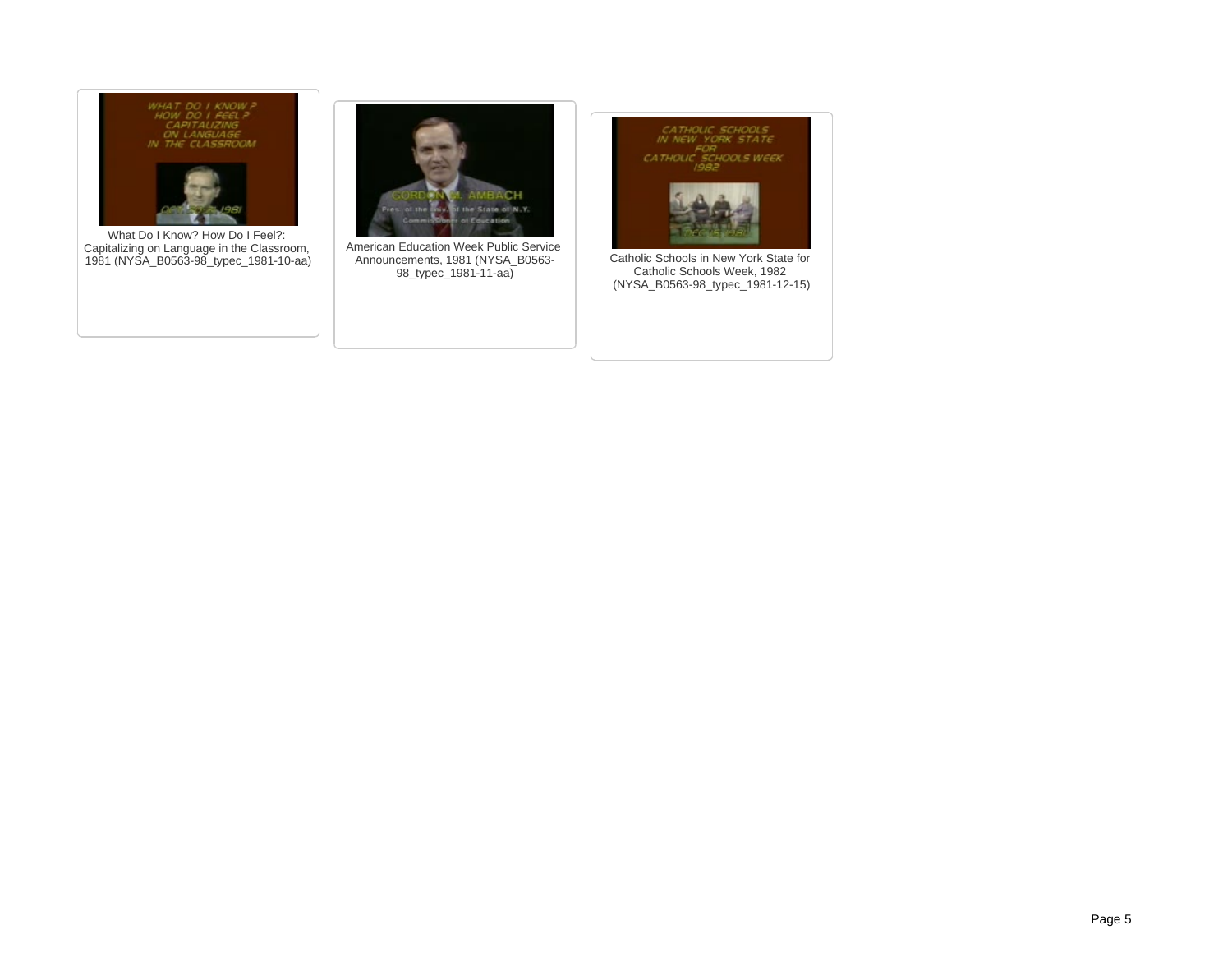What Do I Know? How Do I Feel?: Capitalizing on Language in the Classroom, 1981 (NYSA_B0563-98_typec_1981-10-aa)

American Education Week Public Service Announcements, 1981 (NYSA_B0563-98_typec_1981-11-aa)

Catholic Schools in New York State for Catholic Schools Week, 1982 (NYSA_B0563-98_typec_1981-12-15)